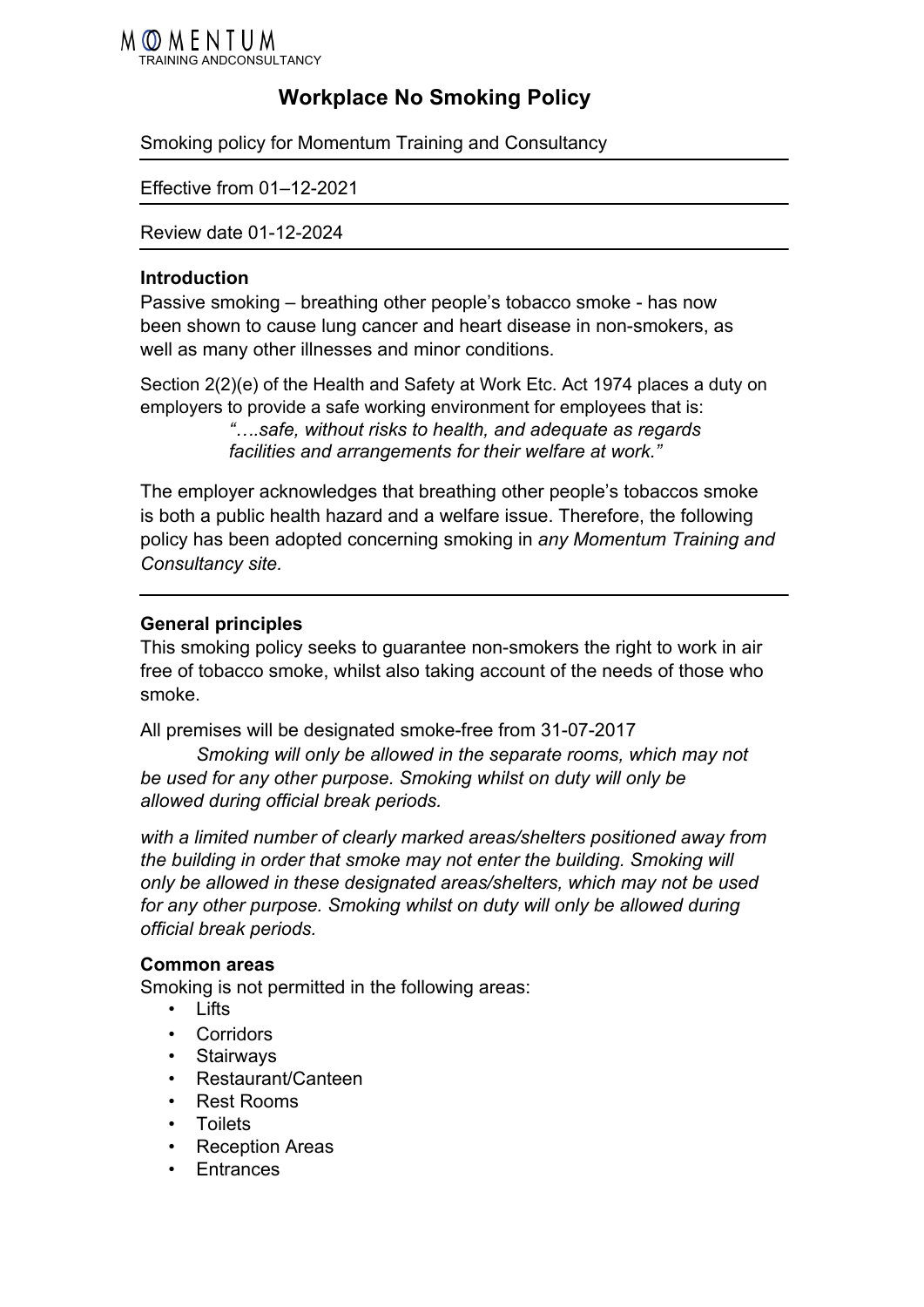MOMENTUM
TRAINING ANDCONSULTANCY

# Workplace No Smoking Policy

Smoking policy for Momentum Training and Consultancy

Effective from 01–12-2021

Review date 01-12-2024

**Introduction**

Passive smoking – breathing other people's tobacco smoke - has now been shown to cause lung cancer and heart disease in non-smokers, as well as many other illnesses and minor conditions.

Section 2(2)(e) of the Health and Safety at Work Etc. Act 1974 places a duty on employers to provide a safe working environment for employees that is:

> *"….safe, without risks to health, and adequate as regards facilities and arrangements for their welfare at work."*

The employer acknowledges that breathing other people's tobaccos smoke is both a public health hazard and a welfare issue. Therefore, the following policy has been adopted concerning smoking in *any Momentum Training and Consultancy site.*

**General principles**

This smoking policy seeks to guarantee non-smokers the right to work in air free of tobacco smoke, whilst also taking account of the needs of those who smoke.

All premises will be designated smoke-free from 31-07-2017

*Smoking will only be allowed in the separate rooms, which may not be used for any other purpose. Smoking whilst on duty will only be allowed during official break periods.*

*with a limited number of clearly marked areas/shelters positioned away from the building in order that smoke may not enter the building. Smoking will only be allowed in these designated areas/shelters, which may not be used for any other purpose. Smoking whilst on duty will only be allowed during official break periods.*

**Common areas**

Smoking is not permitted in the following areas:

- Lifts
- Corridors
- Stairways
- Restaurant/Canteen
- Rest Rooms
- Toilets
- Reception Areas
- Entrances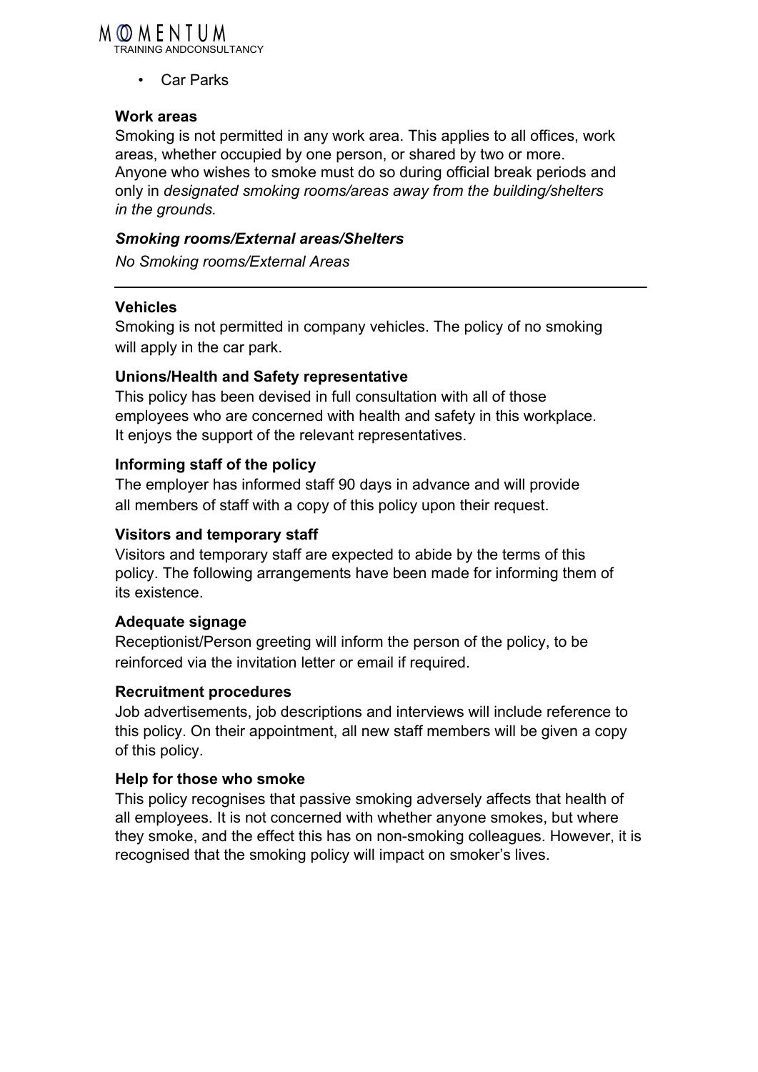- Car Parks

**Work areas**

Smoking is not permitted in any work area. This applies to all offices, work areas, whether occupied by one person, or shared by two or more. Anyone who wishes to smoke must do so during official break periods and only in *designated smoking rooms/areas away from the building/shelters in the grounds.*

***Smoking rooms/External areas/Shelters***

*No Smoking rooms/External Areas*

---

**Vehicles**

Smoking is not permitted in company vehicles. The policy of no smoking will apply in the car park.

**Unions/Health and Safety representative**

This policy has been devised in full consultation with all of those employees who are concerned with health and safety in this workplace. It enjoys the support of the relevant representatives.

**Informing staff of the policy**

The employer has informed staff 90 days in advance and will provide all members of staff with a copy of this policy upon their request.

**Visitors and temporary staff**

Visitors and temporary staff are expected to abide by the terms of this policy. The following arrangements have been made for informing them of its existence.

**Adequate signage**

Receptionist/Person greeting will inform the person of the policy, to be reinforced via the invitation letter or email if required.

**Recruitment procedures**

Job advertisements, job descriptions and interviews will include reference to this policy. On their appointment, all new staff members will be given a copy of this policy.

**Help for those who smoke**

This policy recognises that passive smoking adversely affects that health of all employees. It is not concerned with whether anyone smokes, but where they smoke, and the effect this has on non-smoking colleagues. However, it is recognised that the smoking policy will impact on smoker's lives.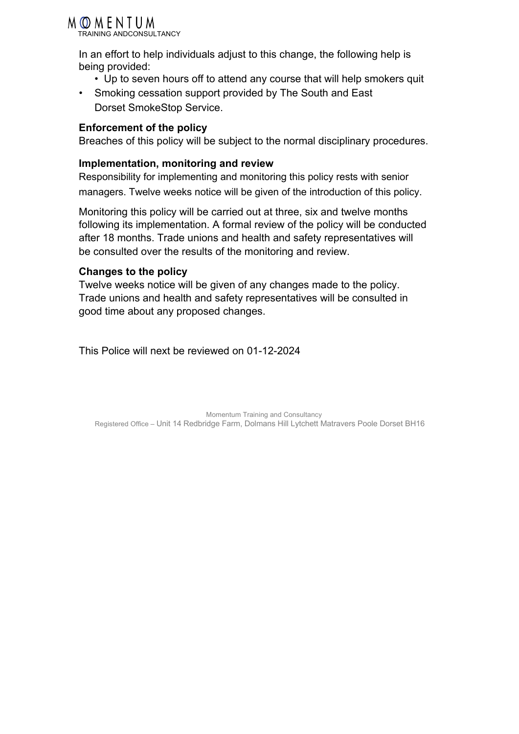In an effort to help individuals adjust to this change, the following help is being provided:

- Up to seven hours off to attend any course that will help smokers quit
- Smoking cessation support provided by The South and East Dorset SmokeStop Service.

**Enforcement of the policy**

Breaches of this policy will be subject to the normal disciplinary procedures.

**Implementation, monitoring and review**

Responsibility for implementing and monitoring this policy rests with senior managers. Twelve weeks notice will be given of the introduction of this policy.

Monitoring this policy will be carried out at three, six and twelve months following its implementation. A formal review of the policy will be conducted after 18 months. Trade unions and health and safety representatives will be consulted over the results of the monitoring and review.

**Changes to the policy**

Twelve weeks notice will be given of any changes made to the policy. Trade unions and health and safety representatives will be consulted in good time about any proposed changes.

This Police will next be reviewed on 01-12-2024